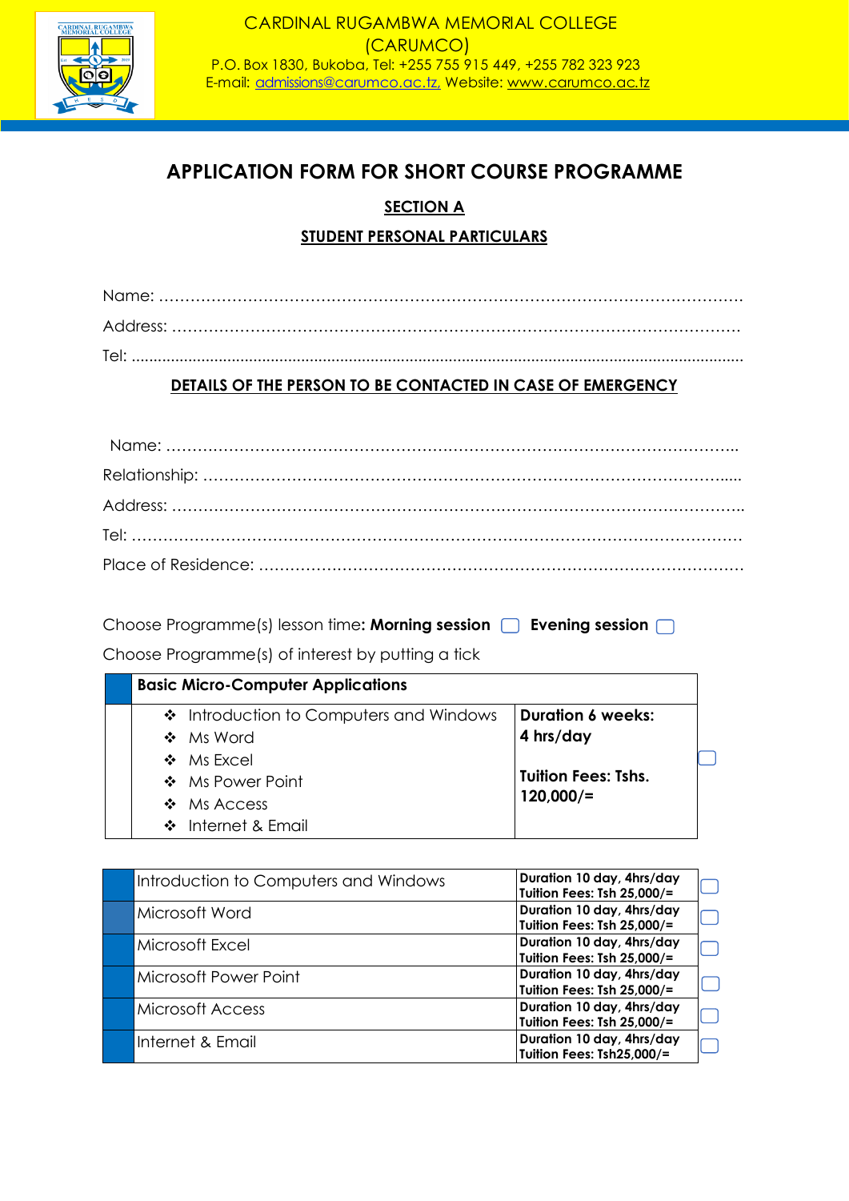CARDINAL RUGAMBWA MEMORIAL COLLEGE
(CARUMCO)
P.O. Box 1830, Bukoba, Tel: +255 755 915 449, +255 782 323 923
E-mail: admissions@carumco.ac.tz, Website: www.carumco.ac.tz

# APPLICATION FORM FOR SHORT COURSE PROGRAMME

## SECTION A

## STUDENT PERSONAL PARTICULARS

Name: …………………………………………………………………………………………………

Address: ……………………………………………………………………………………………

Tel: ……………………………………………………………………………………………………

### DETAILS OF THE PERSON TO BE CONTACTED IN CASE OF EMERGENCY

Name: ………………………………………………………………………………………………

Relationship: ………………………………………………………………………………………

Address: ……………………………………………………………………………………………

Tel: ……………………………………………………………………………………………………

Place of Residence: ………………………………………………………………………………

Choose Programme(s) lesson time: **Morning session** ☐ **Evening session** ☐

Choose Programme(s) of interest by putting a tick

| | **Basic Micro-Computer Applications** | | |
|---|---|---|---|
| | ❖ Introduction to Computers and Windows<br>❖ Ms Word<br>❖ Ms Excel<br>❖ Ms Power Point<br>❖ Ms Access<br>❖ Internet & Email | **Duration 6 weeks: 4 hrs/day**<br><br>**Tuition Fees: Tshs. 120,000/=** | ☐ |

| | Course | Details | |
|---|---|---|---|
| | Introduction to Computers and Windows | **Duration 10 day, 4hrs/day**<br>**Tuition Fees: Tsh 25,000/=** | ☐ |
| | Microsoft Word | **Duration 10 day, 4hrs/day**<br>**Tuition Fees: Tsh 25,000/=** | ☐ |
| | Microsoft Excel | **Duration 10 day, 4hrs/day**<br>**Tuition Fees: Tsh 25,000/=** | ☐ |
| | Microsoft Power Point | **Duration 10 day, 4hrs/day**<br>**Tuition Fees: Tsh 25,000/=** | ☐ |
| | Microsoft Access | **Duration 10 day, 4hrs/day**<br>**Tuition Fees: Tsh 25,000/=** | ☐ |
| | Internet & Email | **Duration 10 day, 4hrs/day**<br>**Tuition Fees: Tsh25,000/=** | ☐ |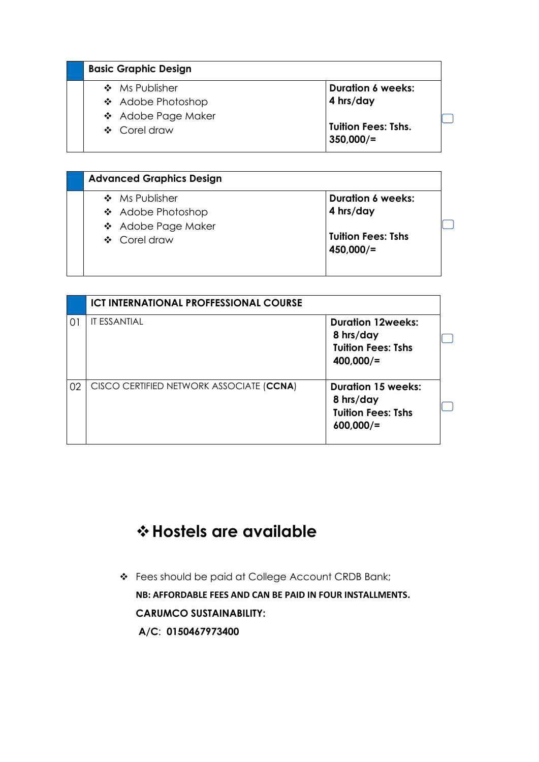| | Basic Graphic Design | |
|---|---|---|
| | ❖ Ms Publisher<br>❖ Adobe Photoshop<br>❖ Adobe Page Maker<br>❖ Corel draw | **Duration 6 weeks: 4 hrs/day**<br><br>**Tuition Fees: Tshs. 350,000/=** |

| | Advanced Graphics Design | |
|---|---|---|
| | ❖ Ms Publisher<br>❖ Adobe Photoshop<br>❖ Adobe Page Maker<br>❖ Corel draw | **Duration 6 weeks: 4 hrs/day**<br><br>**Tuition Fees: Tshs 450,000/=** |

| | ICT INTERNATIONAL PROFFESSIONAL COURSE | |
|---|---|---|
| 01 | IT ESSANTIAL | **Duration 12weeks: 8 hrs/day**<br>**Tuition Fees: Tshs 400,000/=** |
| 02 | CISCO CERTIFIED NETWORK ASSOCIATE (**CCNA**) | **Duration 15 weeks: 8 hrs/day**<br>**Tuition Fees: Tshs 600,000/=** |

## ❖ Hostels are available

- ❖ Fees should be paid at College Account CRDB Bank;

**NB: AFFORDABLE FEES AND CAN BE PAID IN FOUR INSTALLMENTS.**

**CARUMCO SUSTAINABILITY:**

**A/C**: **0150467973400**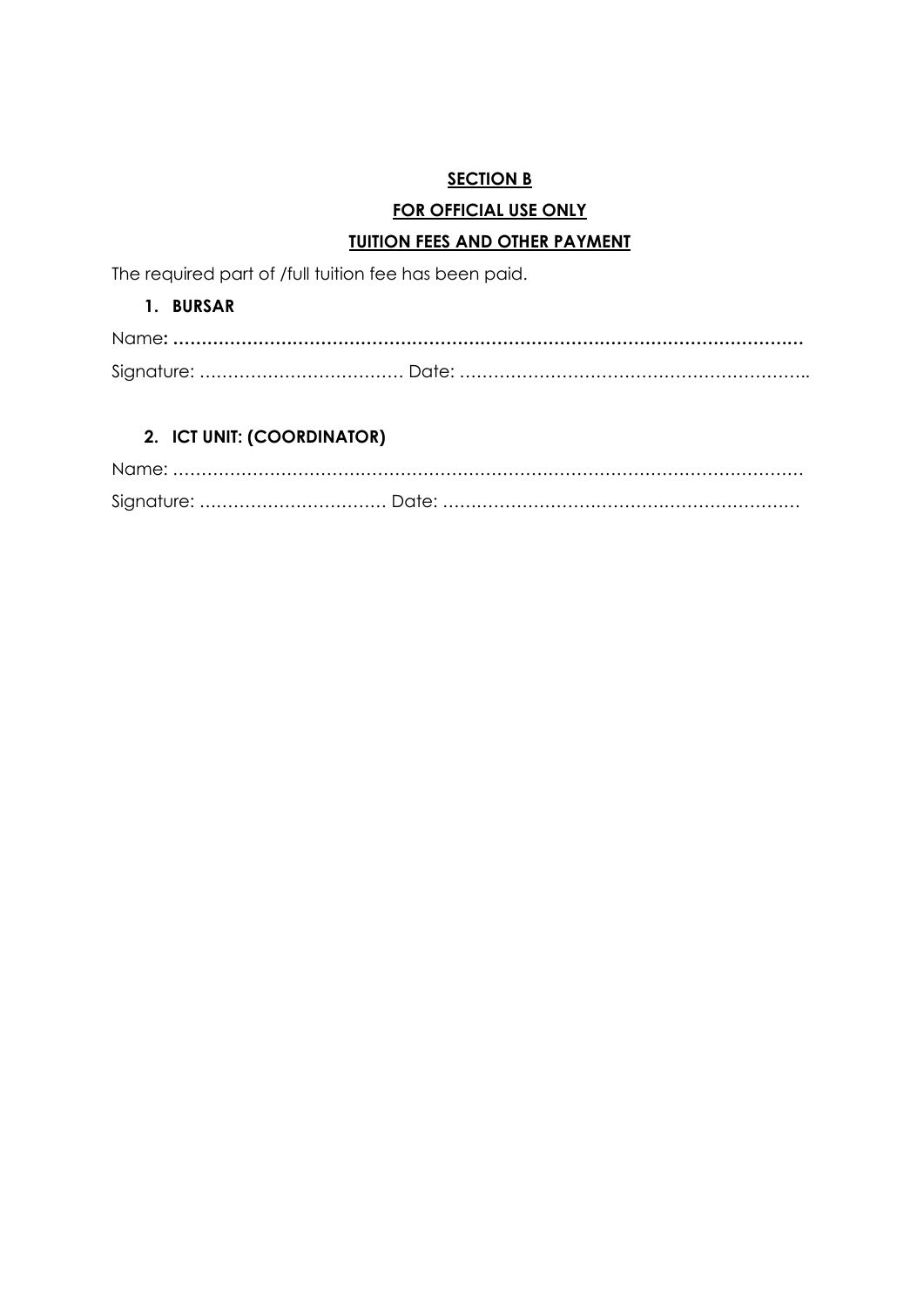**SECTION B**

**FOR OFFICIAL USE ONLY**

**TUITION FEES AND OTHER PAYMENT**

The required part of /full tuition fee has been paid.

1. **BURSAR**

Name**: ……………………………………………………………………………………………………**

Signature: ……………………………… Date: ……………………………………………………..

2. **ICT UNIT: (COORDINATOR)**

Name: ………………………………………………………………………………………………

Signature: …………………………… Date: ………………………………………………………